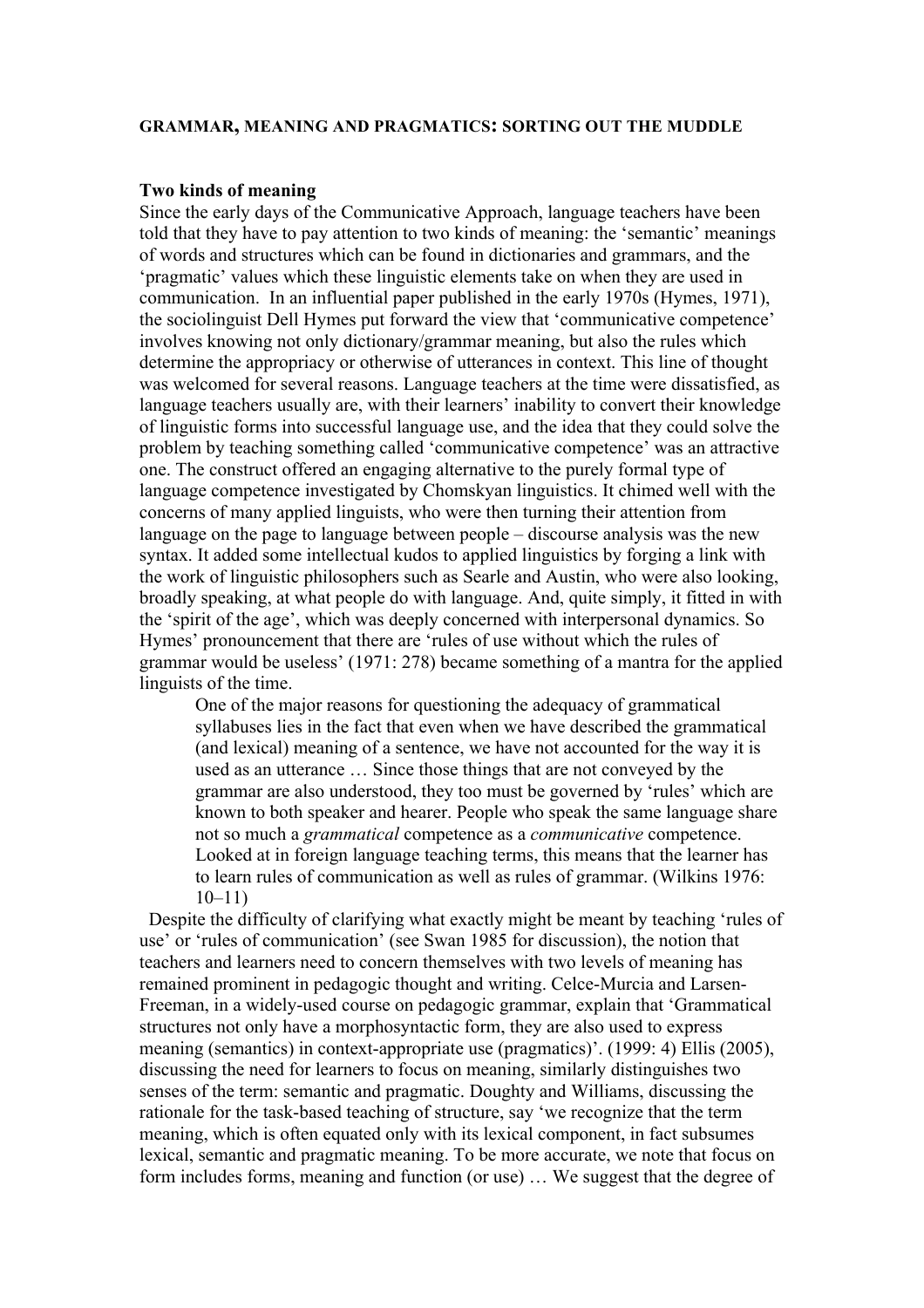# GRAMMAR, MEANING AND PRAGMATICS: SORTING OUT THE MUDDLE

## Two kinds of meaning

Since the early days of the Communicative Approach, language teachers have been told that they have to pay attention to two kinds of meaning: the 'semantic' meanings of words and structures which can be found in dictionaries and grammars, and the 'pragmatic' values which these linguistic elements take on when they are used in communication. In an influential paper published in the early 1970s (Hymes, 1971), the sociolinguist Dell Hymes put forward the view that 'communicative competence' involves knowing not only dictionary/grammar meaning, but also the rules which determine the appropriacy or otherwise of utterances in context. This line of thought was welcomed for several reasons. Language teachers at the time were dissatisfied, as language teachers usually are, with their learners' inability to convert their knowledge of linguistic forms into successful language use, and the idea that they could solve the problem by teaching something called 'communicative competence' was an attractive one. The construct offered an engaging alternative to the purely formal type of language competence investigated by Chomskyan linguistics. It chimed well with the concerns of many applied linguists, who were then turning their attention from language on the page to language between people – discourse analysis was the new syntax. It added some intellectual kudos to applied linguistics by forging a link with the work of linguistic philosophers such as Searle and Austin, who were also looking, broadly speaking, at what people do with language. And, quite simply, it fitted in with the 'spirit of the age', which was deeply concerned with interpersonal dynamics. So Hymes' pronouncement that there are 'rules of use without which the rules of grammar would be useless' (1971: 278) became something of a mantra for the applied linguists of the time.

> One of the major reasons for questioning the adequacy of grammatical syllabuses lies in the fact that even when we have described the grammatical (and lexical) meaning of a sentence, we have not accounted for the way it is used as an utterance … Since those things that are not conveyed by the grammar are also understood, they too must be governed by 'rules' which are known to both speaker and hearer. People who speak the same language share not so much a *grammatical* competence as a *communicative* competence. Looked at in foreign language teaching terms, this means that the learner has to learn rules of communication as well as rules of grammar. (Wilkins 1976: 10–11)

Despite the difficulty of clarifying what exactly might be meant by teaching 'rules of use' or 'rules of communication' (see Swan 1985 for discussion), the notion that teachers and learners need to concern themselves with two levels of meaning has remained prominent in pedagogic thought and writing. Celce-Murcia and Larsen-Freeman, in a widely-used course on pedagogic grammar, explain that 'Grammatical structures not only have a morphosyntactic form, they are also used to express meaning (semantics) in context-appropriate use (pragmatics)'. (1999: 4) Ellis (2005), discussing the need for learners to focus on meaning, similarly distinguishes two senses of the term: semantic and pragmatic. Doughty and Williams, discussing the rationale for the task-based teaching of structure, say 'we recognize that the term meaning, which is often equated only with its lexical component, in fact subsumes lexical, semantic and pragmatic meaning. To be more accurate, we note that focus on form includes forms, meaning and function (or use) … We suggest that the degree of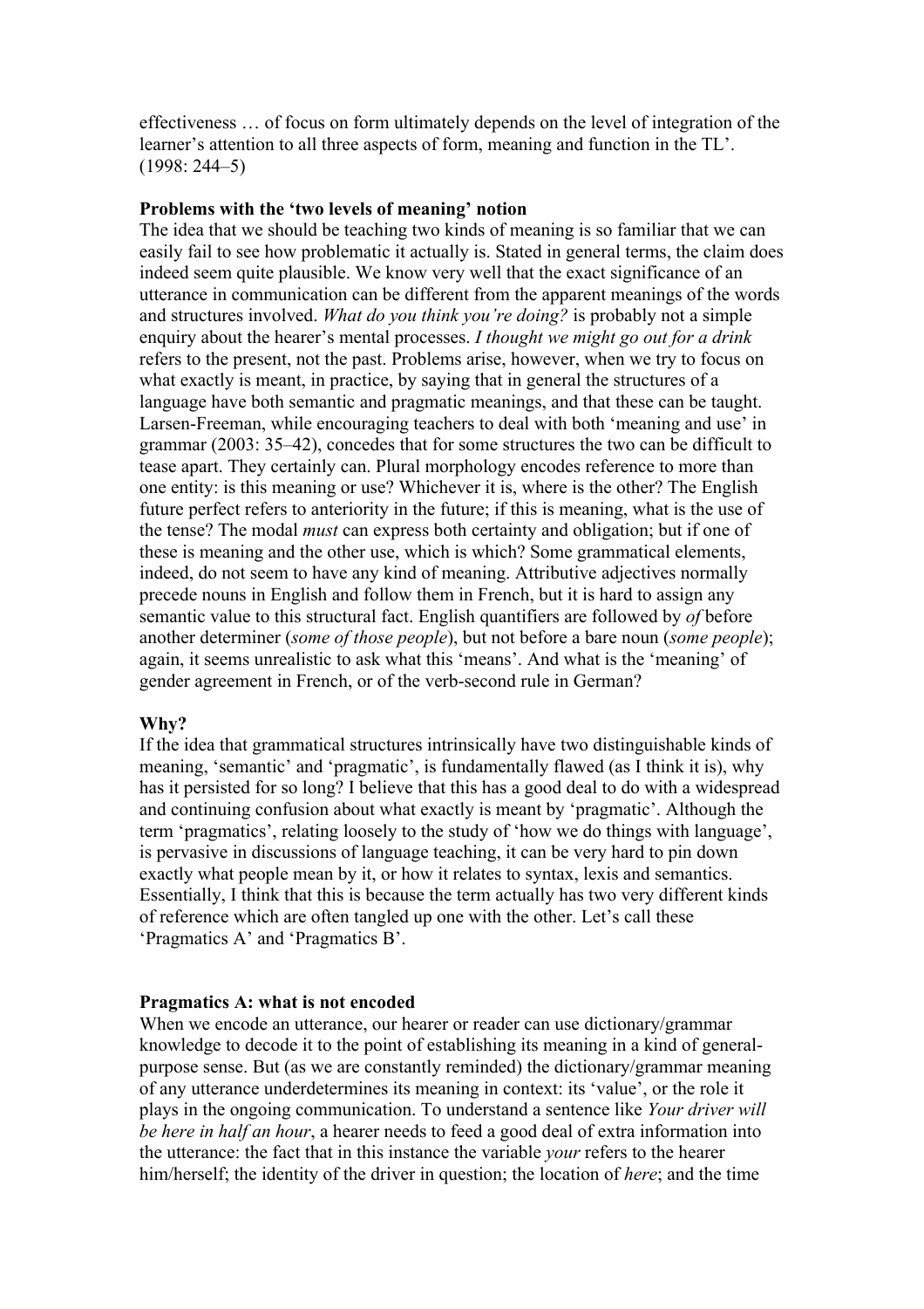effectiveness … of focus on form ultimately depends on the level of integration of the learner's attention to all three aspects of form, meaning and function in the TL'. (1998: 244–5)

**Problems with the 'two levels of meaning' notion**

The idea that we should be teaching two kinds of meaning is so familiar that we can easily fail to see how problematic it actually is. Stated in general terms, the claim does indeed seem quite plausible. We know very well that the exact significance of an utterance in communication can be different from the apparent meanings of the words and structures involved. *What do you think you're doing?* is probably not a simple enquiry about the hearer's mental processes. *I thought we might go out for a drink* refers to the present, not the past. Problems arise, however, when we try to focus on what exactly is meant, in practice, by saying that in general the structures of a language have both semantic and pragmatic meanings, and that these can be taught. Larsen-Freeman, while encouraging teachers to deal with both 'meaning and use' in grammar (2003: 35–42), concedes that for some structures the two can be difficult to tease apart. They certainly can. Plural morphology encodes reference to more than one entity: is this meaning or use? Whichever it is, where is the other? The English future perfect refers to anteriority in the future; if this is meaning, what is the use of the tense? The modal *must* can express both certainty and obligation; but if one of these is meaning and the other use, which is which? Some grammatical elements, indeed, do not seem to have any kind of meaning. Attributive adjectives normally precede nouns in English and follow them in French, but it is hard to assign any semantic value to this structural fact. English quantifiers are followed by *of* before another determiner (*some of those people*), but not before a bare noun (*some people*); again, it seems unrealistic to ask what this 'means'. And what is the 'meaning' of gender agreement in French, or of the verb-second rule in German?

**Why?**

If the idea that grammatical structures intrinsically have two distinguishable kinds of meaning, 'semantic' and 'pragmatic', is fundamentally flawed (as I think it is), why has it persisted for so long? I believe that this has a good deal to do with a widespread and continuing confusion about what exactly is meant by 'pragmatic'. Although the term 'pragmatics', relating loosely to the study of 'how we do things with language', is pervasive in discussions of language teaching, it can be very hard to pin down exactly what people mean by it, or how it relates to syntax, lexis and semantics. Essentially, I think that this is because the term actually has two very different kinds of reference which are often tangled up one with the other. Let's call these 'Pragmatics A' and 'Pragmatics B'.

**Pragmatics A: what is not encoded**

When we encode an utterance, our hearer or reader can use dictionary/grammar knowledge to decode it to the point of establishing its meaning in a kind of general-purpose sense. But (as we are constantly reminded) the dictionary/grammar meaning of any utterance underdetermines its meaning in context: its 'value', or the role it plays in the ongoing communication. To understand a sentence like *Your driver will be here in half an hour*, a hearer needs to feed a good deal of extra information into the utterance: the fact that in this instance the variable *your* refers to the hearer him/herself; the identity of the driver in question; the location of *here*; and the time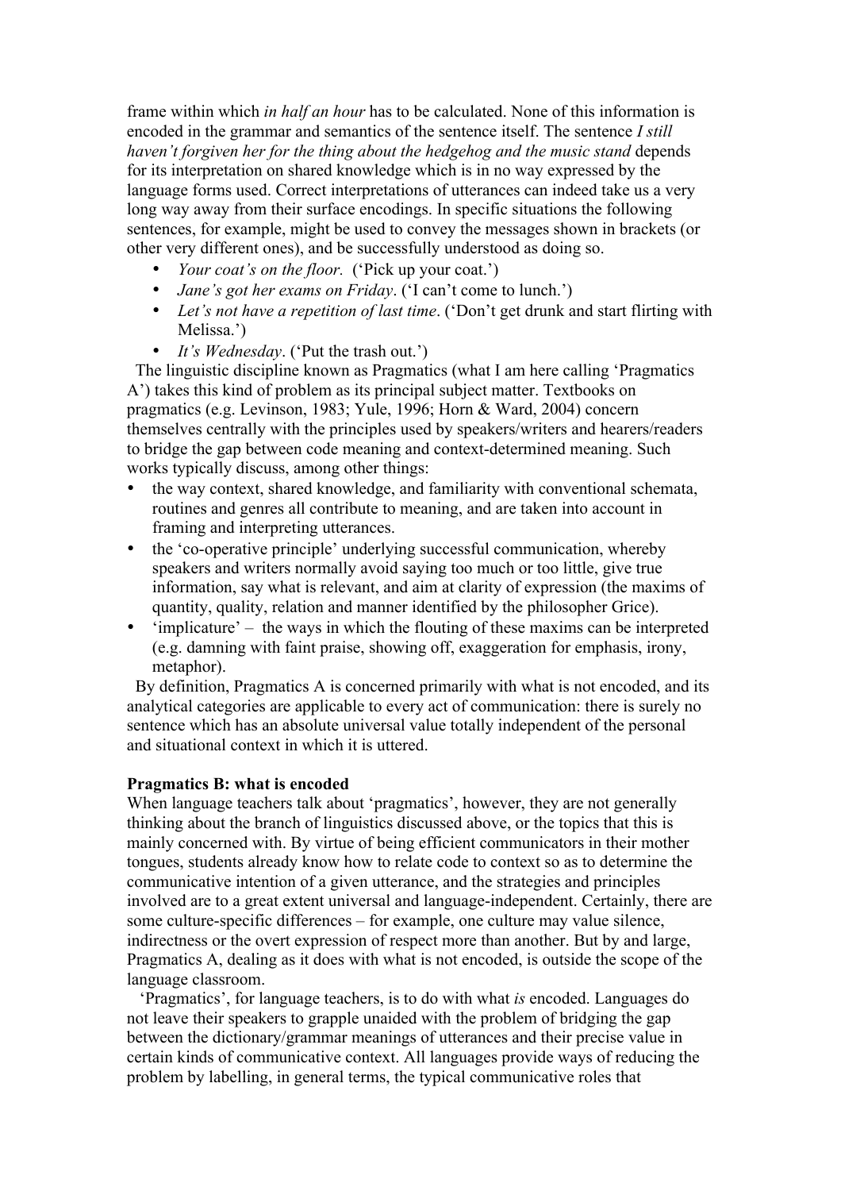frame within which *in half an hour* has to be calculated. None of this information is encoded in the grammar and semantics of the sentence itself. The sentence *I still haven't forgiven her for the thing about the hedgehog and the music stand* depends for its interpretation on shared knowledge which is in no way expressed by the language forms used. Correct interpretations of utterances can indeed take us a very long way away from their surface encodings. In specific situations the following sentences, for example, might be used to convey the messages shown in brackets (or other very different ones), and be successfully understood as doing so.

- *Your coat's on the floor.* ('Pick up your coat.')
- *Jane's got her exams on Friday*. ('I can't come to lunch.')
- *Let's not have a repetition of last time*. ('Don't get drunk and start flirting with Melissa.')
- *It's Wednesday*. ('Put the trash out.')

The linguistic discipline known as Pragmatics (what I am here calling 'Pragmatics A') takes this kind of problem as its principal subject matter. Textbooks on pragmatics (e.g. Levinson, 1983; Yule, 1996; Horn & Ward, 2004) concern themselves centrally with the principles used by speakers/writers and hearers/readers to bridge the gap between code meaning and context-determined meaning. Such works typically discuss, among other things:

- the way context, shared knowledge, and familiarity with conventional schemata, routines and genres all contribute to meaning, and are taken into account in framing and interpreting utterances.
- the 'co-operative principle' underlying successful communication, whereby speakers and writers normally avoid saying too much or too little, give true information, say what is relevant, and aim at clarity of expression (the maxims of quantity, quality, relation and manner identified by the philosopher Grice).
- 'implicature' – the ways in which the flouting of these maxims can be interpreted (e.g. damning with faint praise, showing off, exaggeration for emphasis, irony, metaphor).

By definition, Pragmatics A is concerned primarily with what is not encoded, and its analytical categories are applicable to every act of communication: there is surely no sentence which has an absolute universal value totally independent of the personal and situational context in which it is uttered.

**Pragmatics B: what is encoded**

When language teachers talk about 'pragmatics', however, they are not generally thinking about the branch of linguistics discussed above, or the topics that this is mainly concerned with. By virtue of being efficient communicators in their mother tongues, students already know how to relate code to context so as to determine the communicative intention of a given utterance, and the strategies and principles involved are to a great extent universal and language-independent. Certainly, there are some culture-specific differences – for example, one culture may value silence, indirectness or the overt expression of respect more than another. But by and large, Pragmatics A, dealing as it does with what is not encoded, is outside the scope of the language classroom.

'Pragmatics', for language teachers, is to do with what *is* encoded. Languages do not leave their speakers to grapple unaided with the problem of bridging the gap between the dictionary/grammar meanings of utterances and their precise value in certain kinds of communicative context. All languages provide ways of reducing the problem by labelling, in general terms, the typical communicative roles that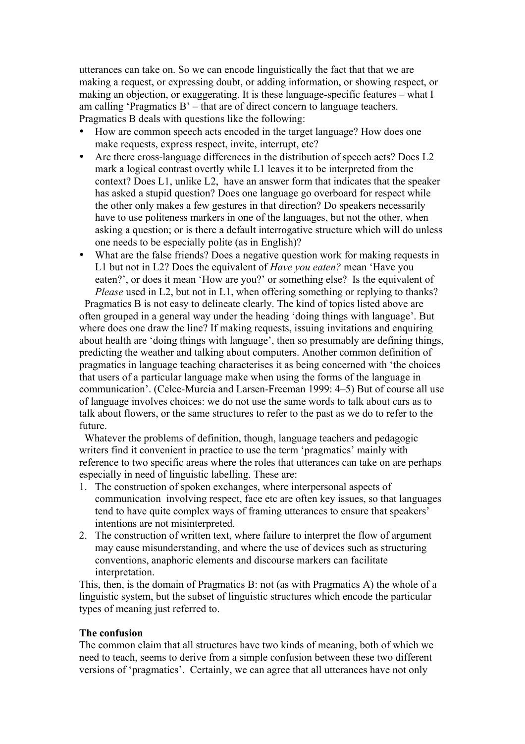utterances can take on. So we can encode linguistically the fact that that we are making a request, or expressing doubt, or adding information, or showing respect, or making an objection, or exaggerating. It is these language-specific features – what I am calling 'Pragmatics B' – that are of direct concern to language teachers. Pragmatics B deals with questions like the following:

- How are common speech acts encoded in the target language? How does one make requests, express respect, invite, interrupt, etc?
- Are there cross-language differences in the distribution of speech acts? Does L2 mark a logical contrast overtly while L1 leaves it to be interpreted from the context? Does L1, unlike L2, have an answer form that indicates that the speaker has asked a stupid question? Does one language go overboard for respect while the other only makes a few gestures in that direction? Do speakers necessarily have to use politeness markers in one of the languages, but not the other, when asking a question; or is there a default interrogative structure which will do unless one needs to be especially polite (as in English)?
- What are the false friends? Does a negative question work for making requests in L1 but not in L2? Does the equivalent of *Have you eaten?* mean 'Have you eaten?', or does it mean 'How are you?' or something else? Is the equivalent of *Please* used in L2, but not in L1, when offering something or replying to thanks?

Pragmatics B is not easy to delineate clearly. The kind of topics listed above are often grouped in a general way under the heading 'doing things with language'. But where does one draw the line? If making requests, issuing invitations and enquiring about health are 'doing things with language', then so presumably are defining things, predicting the weather and talking about computers. Another common definition of pragmatics in language teaching characterises it as being concerned with 'the choices that users of a particular language make when using the forms of the language in communication'. (Celce-Murcia and Larsen-Freeman 1999: 4–5) But of course all use of language involves choices: we do not use the same words to talk about cars as to talk about flowers, or the same structures to refer to the past as we do to refer to the future.

Whatever the problems of definition, though, language teachers and pedagogic writers find it convenient in practice to use the term 'pragmatics' mainly with reference to two specific areas where the roles that utterances can take on are perhaps especially in need of linguistic labelling. These are:

1. The construction of spoken exchanges, where interpersonal aspects of communication involving respect, face etc are often key issues, so that languages tend to have quite complex ways of framing utterances to ensure that speakers' intentions are not misinterpreted.
2. The construction of written text, where failure to interpret the flow of argument may cause misunderstanding, and where the use of devices such as structuring conventions, anaphoric elements and discourse markers can facilitate interpretation.

This, then, is the domain of Pragmatics B: not (as with Pragmatics A) the whole of a linguistic system, but the subset of linguistic structures which encode the particular types of meaning just referred to.

**The confusion**

The common claim that all structures have two kinds of meaning, both of which we need to teach, seems to derive from a simple confusion between these two different versions of 'pragmatics'. Certainly, we can agree that all utterances have not only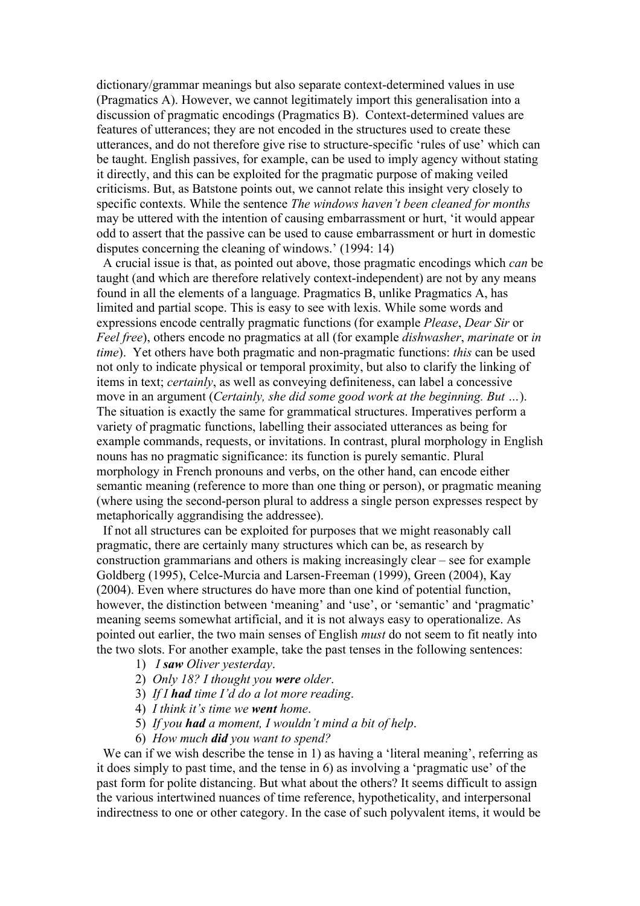dictionary/grammar meanings but also separate context-determined values in use (Pragmatics A). However, we cannot legitimately import this generalisation into a discussion of pragmatic encodings (Pragmatics B). Context-determined values are features of utterances; they are not encoded in the structures used to create these utterances, and do not therefore give rise to structure-specific 'rules of use' which can be taught. English passives, for example, can be used to imply agency without stating it directly, and this can be exploited for the pragmatic purpose of making veiled criticisms. But, as Batstone points out, we cannot relate this insight very closely to specific contexts. While the sentence *The windows haven't been cleaned for months* may be uttered with the intention of causing embarrassment or hurt, 'it would appear odd to assert that the passive can be used to cause embarrassment or hurt in domestic disputes concerning the cleaning of windows.' (1994: 14)

A crucial issue is that, as pointed out above, those pragmatic encodings which *can* be taught (and which are therefore relatively context-independent) are not by any means found in all the elements of a language. Pragmatics B, unlike Pragmatics A, has limited and partial scope. This is easy to see with lexis. While some words and expressions encode centrally pragmatic functions (for example *Please*, *Dear Sir* or *Feel free*), others encode no pragmatics at all (for example *dishwasher*, *marinate* or *in time*). Yet others have both pragmatic and non-pragmatic functions: *this* can be used not only to indicate physical or temporal proximity, but also to clarify the linking of items in text; *certainly*, as well as conveying definiteness, can label a concessive move in an argument (*Certainly, she did some good work at the beginning. But …*). The situation is exactly the same for grammatical structures. Imperatives perform a variety of pragmatic functions, labelling their associated utterances as being for example commands, requests, or invitations. In contrast, plural morphology in English nouns has no pragmatic significance: its function is purely semantic. Plural morphology in French pronouns and verbs, on the other hand, can encode either semantic meaning (reference to more than one thing or person), or pragmatic meaning (where using the second-person plural to address a single person expresses respect by metaphorically aggrandising the addressee).

If not all structures can be exploited for purposes that we might reasonably call pragmatic, there are certainly many structures which can be, as research by construction grammarians and others is making increasingly clear – see for example Goldberg (1995), Celce-Murcia and Larsen-Freeman (1999), Green (2004), Kay (2004). Even where structures do have more than one kind of potential function, however, the distinction between 'meaning' and 'use', or 'semantic' and 'pragmatic' meaning seems somewhat artificial, and it is not always easy to operationalize. As pointed out earlier, the two main senses of English *must* do not seem to fit neatly into the two slots. For another example, take the past tenses in the following sentences:

1) *I **saw** Oliver yesterday*.
2) *Only 18? I thought you **were** older*.
3) *If I **had** time I'd do a lot more reading*.
4) *I think it's time we **went** home*.
5) *If you **had** a moment, I wouldn't mind a bit of help*.
6) *How much **did** you want to spend?*

We can if we wish describe the tense in 1) as having a 'literal meaning', referring as it does simply to past time, and the tense in 6) as involving a 'pragmatic use' of the past form for polite distancing. But what about the others? It seems difficult to assign the various intertwined nuances of time reference, hypotheticality, and interpersonal indirectness to one or other category. In the case of such polyvalent items, it would be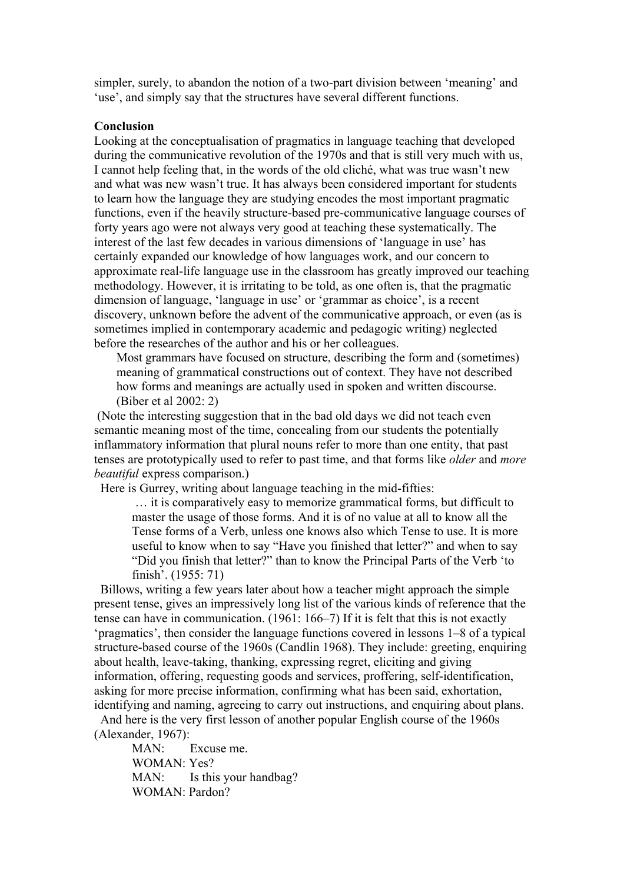simpler, surely, to abandon the notion of a two-part division between 'meaning' and 'use', and simply say that the structures have several different functions.

**Conclusion**

Looking at the conceptualisation of pragmatics in language teaching that developed during the communicative revolution of the 1970s and that is still very much with us, I cannot help feeling that, in the words of the old cliché, what was true wasn't new and what was new wasn't true. It has always been considered important for students to learn how the language they are studying encodes the most important pragmatic functions, even if the heavily structure-based pre-communicative language courses of forty years ago were not always very good at teaching these systematically. The interest of the last few decades in various dimensions of 'language in use' has certainly expanded our knowledge of how languages work, and our concern to approximate real-life language use in the classroom has greatly improved our teaching methodology. However, it is irritating to be told, as one often is, that the pragmatic dimension of language, 'language in use' or 'grammar as choice', is a recent discovery, unknown before the advent of the communicative approach, or even (as is sometimes implied in contemporary academic and pedagogic writing) neglected before the researches of the author and his or her colleagues.

> Most grammars have focused on structure, describing the form and (sometimes) meaning of grammatical constructions out of context. They have not described how forms and meanings are actually used in spoken and written discourse. (Biber et al 2002: 2)

(Note the interesting suggestion that in the bad old days we did not teach even semantic meaning most of the time, concealing from our students the potentially inflammatory information that plural nouns refer to more than one entity, that past tenses are prototypically used to refer to past time, and that forms like *older* and *more beautiful* express comparison.)

Here is Gurrey, writing about language teaching in the mid-fifties:

> … it is comparatively easy to memorize grammatical forms, but difficult to master the usage of those forms. And it is of no value at all to know all the Tense forms of a Verb, unless one knows also which Tense to use. It is more useful to know when to say "Have you finished that letter?" and when to say "Did you finish that letter?" than to know the Principal Parts of the Verb 'to finish'. (1955: 71)

Billows, writing a few years later about how a teacher might approach the simple present tense, gives an impressively long list of the various kinds of reference that the tense can have in communication. (1961: 166–7) If it is felt that this is not exactly 'pragmatics', then consider the language functions covered in lessons 1–8 of a typical structure-based course of the 1960s (Candlin 1968). They include: greeting, enquiring about health, leave-taking, thanking, expressing regret, eliciting and giving information, offering, requesting goods and services, proffering, self-identification, asking for more precise information, confirming what has been said, exhortation, identifying and naming, agreeing to carry out instructions, and enquiring about plans.

And here is the very first lesson of another popular English course of the 1960s (Alexander, 1967):

> MAN: Excuse me.
> WOMAN: Yes?
> MAN: Is this your handbag?
> WOMAN: Pardon?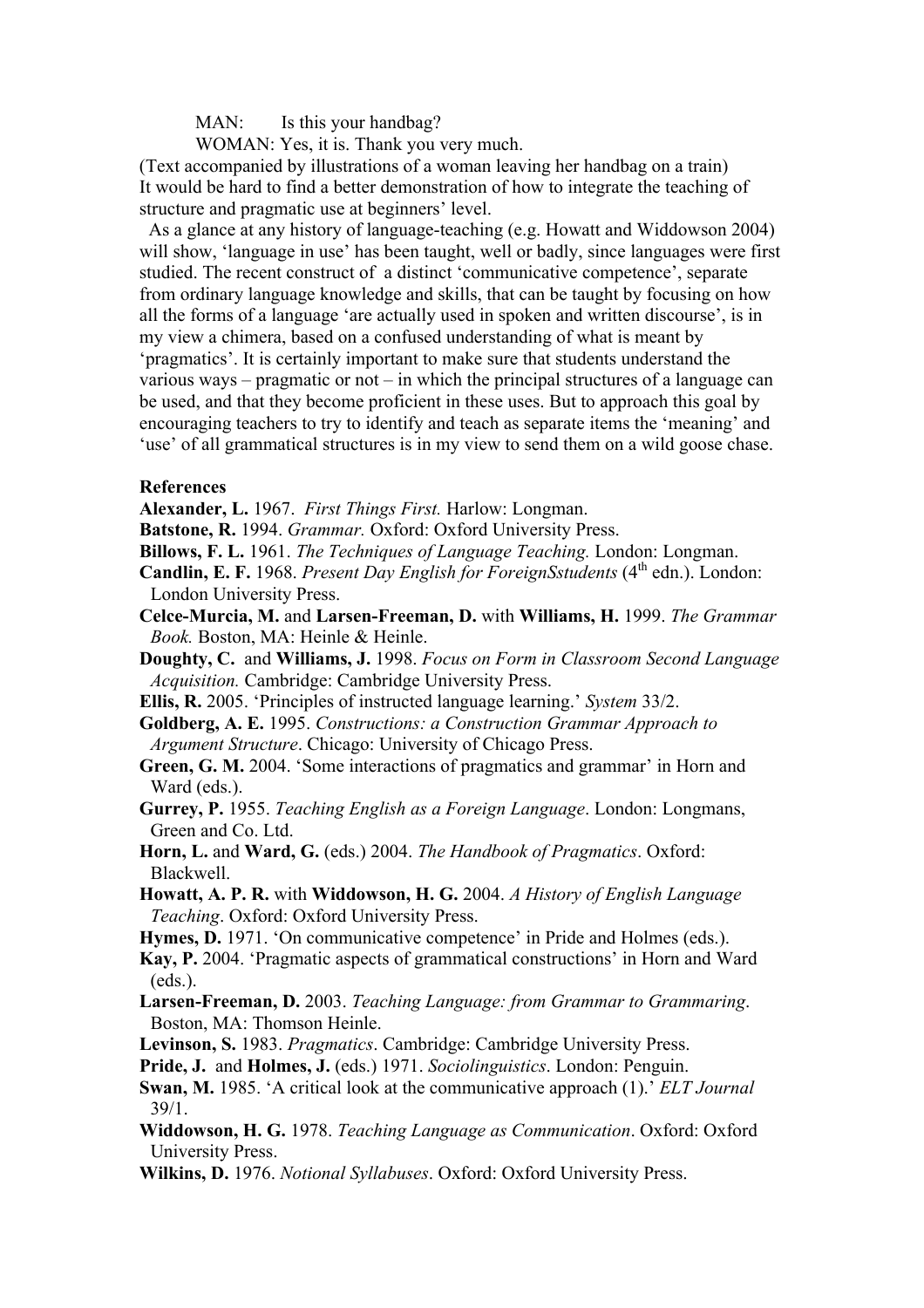MAN: Is this your handbag?

WOMAN: Yes, it is. Thank you very much.

(Text accompanied by illustrations of a woman leaving her handbag on a train)
It would be hard to find a better demonstration of how to integrate the teaching of structure and pragmatic use at beginners' level.

As a glance at any history of language-teaching (e.g. Howatt and Widdowson 2004) will show, 'language in use' has been taught, well or badly, since languages were first studied. The recent construct of a distinct 'communicative competence', separate from ordinary language knowledge and skills, that can be taught by focusing on how all the forms of a language 'are actually used in spoken and written discourse', is in my view a chimera, based on a confused understanding of what is meant by 'pragmatics'. It is certainly important to make sure that students understand the various ways – pragmatic or not – in which the principal structures of a language can be used, and that they become proficient in these uses. But to approach this goal by encouraging teachers to try to identify and teach as separate items the 'meaning' and 'use' of all grammatical structures is in my view to send them on a wild goose chase.

**References**

**Alexander, L.** 1967. *First Things First.* Harlow: Longman.

**Batstone, R.** 1994. *Grammar.* Oxford: Oxford University Press.

**Billows, F. L.** 1961. *The Techniques of Language Teaching.* London: Longman.

**Candlin, E. F.** 1968. *Present Day English for ForeignSstudents* (4th edn.). London: London University Press.

**Celce-Murcia, M.** and **Larsen-Freeman, D.** with **Williams, H.** 1999. *The Grammar Book.* Boston, MA: Heinle & Heinle.

**Doughty, C.** and **Williams, J.** 1998. *Focus on Form in Classroom Second Language Acquisition.* Cambridge: Cambridge University Press.

**Ellis, R.** 2005. 'Principles of instructed language learning.' *System* 33/2.

**Goldberg, A. E.** 1995. *Constructions: a Construction Grammar Approach to Argument Structure*. Chicago: University of Chicago Press.

**Green, G. M.** 2004. 'Some interactions of pragmatics and grammar' in Horn and Ward (eds.).

**Gurrey, P.** 1955. *Teaching English as a Foreign Language*. London: Longmans, Green and Co. Ltd.

**Horn, L.** and **Ward, G.** (eds.) 2004. *The Handbook of Pragmatics*. Oxford: Blackwell.

**Howatt, A. P. R.** with **Widdowson, H. G.** 2004. *A History of English Language Teaching*. Oxford: Oxford University Press.

**Hymes, D.** 1971. 'On communicative competence' in Pride and Holmes (eds.).

**Kay, P.** 2004. 'Pragmatic aspects of grammatical constructions' in Horn and Ward (eds.).

**Larsen-Freeman, D.** 2003. *Teaching Language: from Grammar to Grammaring*. Boston, MA: Thomson Heinle.

**Levinson, S.** 1983. *Pragmatics*. Cambridge: Cambridge University Press.

**Pride, J.** and **Holmes, J.** (eds.) 1971. *Sociolinguistics*. London: Penguin.

**Swan, M.** 1985. 'A critical look at the communicative approach (1).' *ELT Journal* 39/1.

**Widdowson, H. G.** 1978. *Teaching Language as Communication*. Oxford: Oxford University Press.

**Wilkins, D.** 1976. *Notional Syllabuses*. Oxford: Oxford University Press.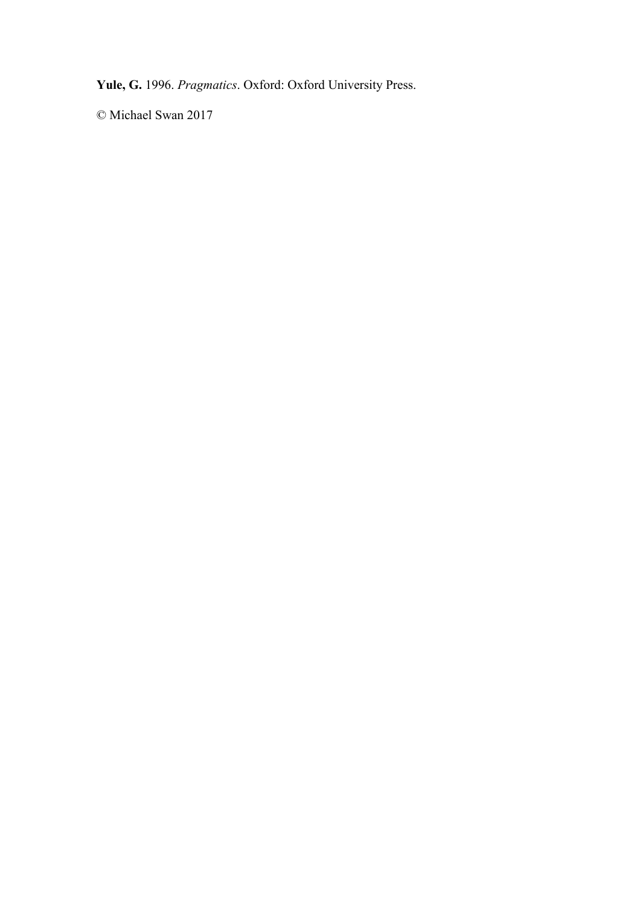**Yule, G.** 1996. *Pragmatics*. Oxford: Oxford University Press.

© Michael Swan 2017